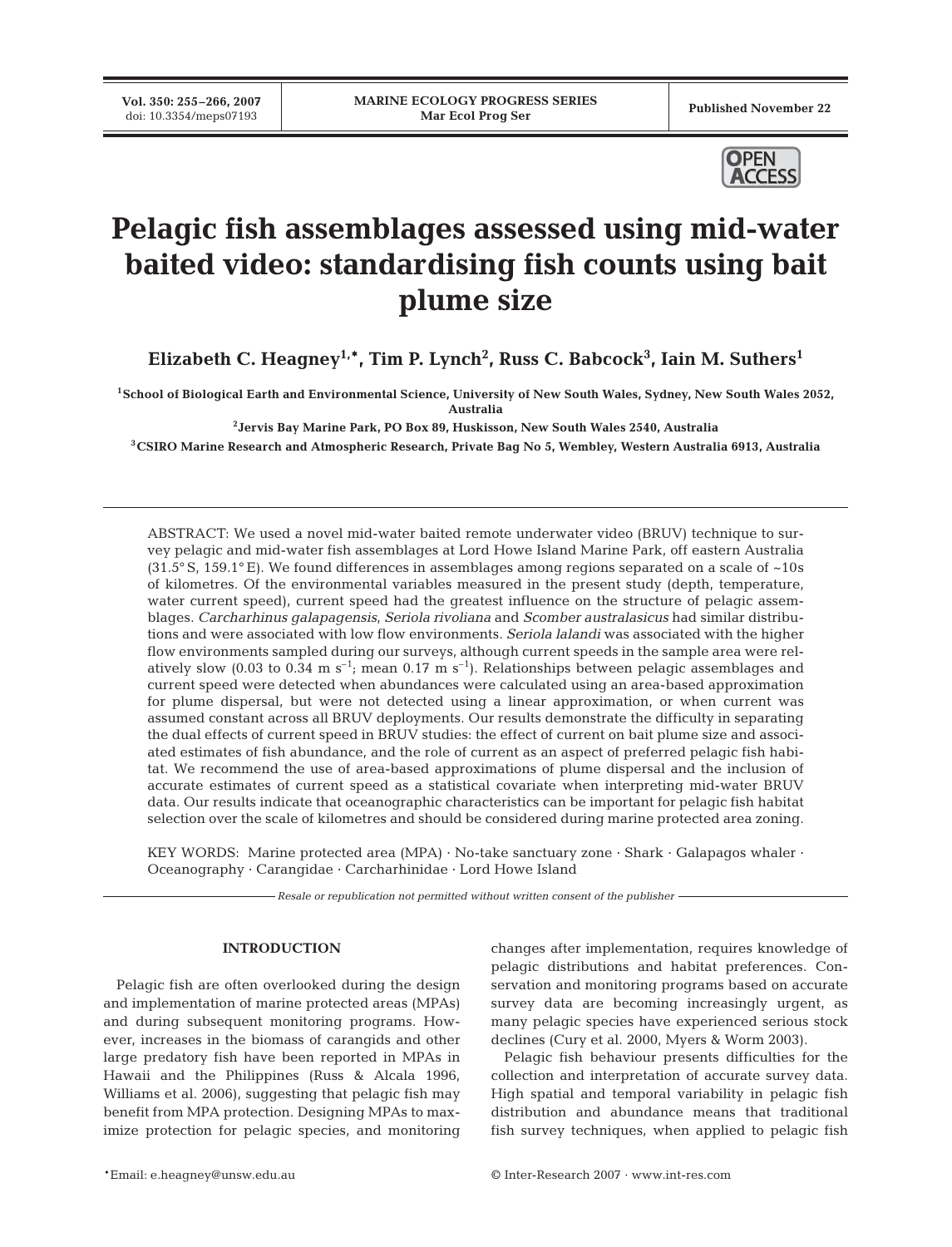# Pelagic fish assemblages assessed using mid-water baited video: standardising fish counts using bait plume size

**Elizabeth C. Heagney[1,*], Tim P. Lynch[2], Russ C. Babcock[3], Iain M. Suthers[1]**

[1]School of Biological Earth and Environmental Science, University of New South Wales, Sydney, New South Wales 2052, Australia

[2]Jervis Bay Marine Park, PO Box 89, Huskisson, New South Wales 2540, Australia

[3]CSIRO Marine Research and Atmospheric Research, Private Bag No 5, Wembley, Western Australia 6913, Australia

ABSTRACT: We used a novel mid-water baited remote underwater video (BRUV) technique to survey pelagic and mid-water fish assemblages at Lord Howe Island Marine Park, off eastern Australia (31.5° S, 159.1° E). We found differences in assemblages among regions separated on a scale of ~10s of kilometres. Of the environmental variables measured in the present study (depth, temperature, water current speed), current speed had the greatest influence on the structure of pelagic assemblages. *Carcharhinus galapagensis*, *Seriola rivoliana* and *Scomber australasicus* had similar distributions and were associated with low flow environments. *Seriola lalandi* was associated with the higher flow environments sampled during our surveys, although current speeds in the sample area were relatively slow (0.03 to 0.34 m $s^{-1}$; mean 0.17 m $s^{-1}$). Relationships between pelagic assemblages and current speed were detected when abundances were calculated using an area-based approximation for plume dispersal, but were not detected using a linear approximation, or when current was assumed constant across all BRUV deployments. Our results demonstrate the difficulty in separating the dual effects of current speed in BRUV studies: the effect of current on bait plume size and associated estimates of fish abundance, and the role of current as an aspect of preferred pelagic fish habitat. We recommend the use of area-based approximations of plume dispersal and the inclusion of accurate estimates of current speed as a statistical covariate when interpreting mid-water BRUV data. Our results indicate that oceanographic characteristics can be important for pelagic fish habitat selection over the scale of kilometres and should be considered during marine protected area zoning.

KEY WORDS: Marine protected area (MPA) · No-take sanctuary zone · Shark · Galapagos whaler · Oceanography · Carangidae · Carcharhinidae · Lord Howe Island

*Resale or republication not permitted without written consent of the publisher*

## INTRODUCTION

Pelagic fish are often overlooked during the design and implementation of marine protected areas (MPAs) and during subsequent monitoring programs. However, increases in the biomass of carangids and other large predatory fish have been reported in MPAs in Hawaii and the Philippines (Russ & Alcala 1996, Williams et al. 2006), suggesting that pelagic fish may benefit from MPA protection. Designing MPAs to maximize protection for pelagic species, and monitoring changes after implementation, requires knowledge of pelagic distributions and habitat preferences. Conservation and monitoring programs based on accurate survey data are becoming increasingly urgent, as many pelagic species have experienced serious stock declines (Cury et al. 2000, Myers & Worm 2003).

Pelagic fish behaviour presents difficulties for the collection and interpretation of accurate survey data. High spatial and temporal variability in pelagic fish distribution and abundance means that traditional fish survey techniques, when applied to pelagic fish

*Email: e.heagney@unsw.edu.au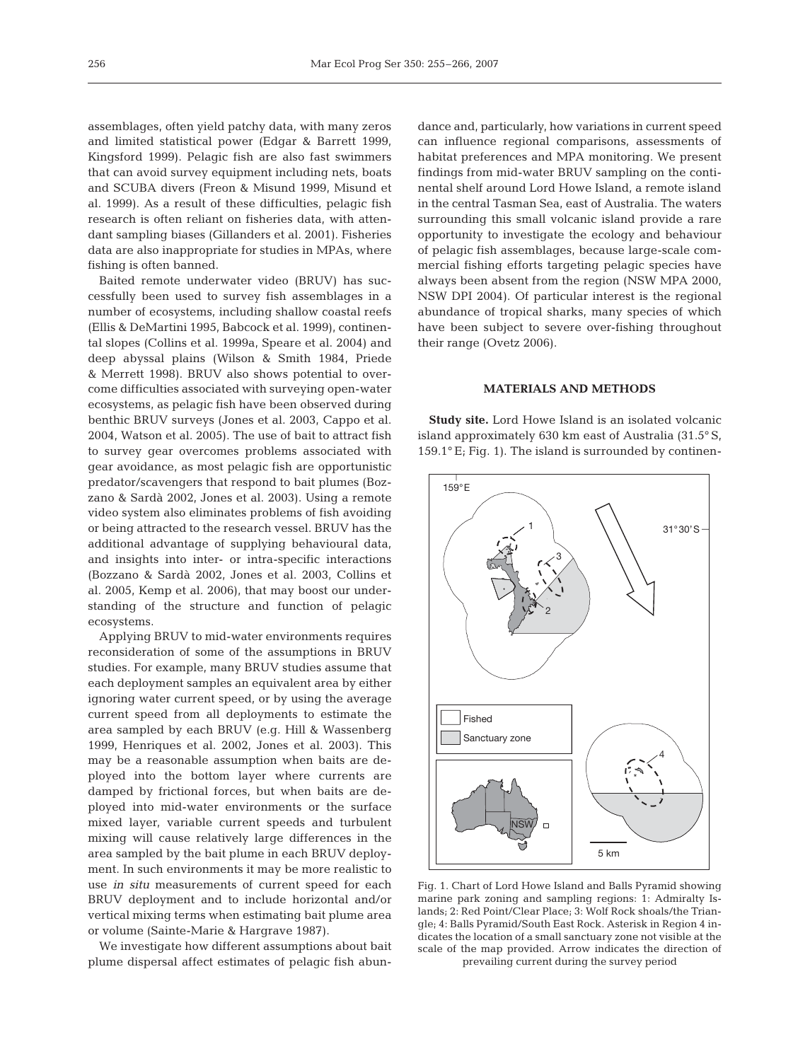assemblages, often yield patchy data, with many zeros and limited statistical power (Edgar & Barrett 1999, Kingsford 1999). Pelagic fish are also fast swimmers that can avoid survey equipment including nets, boats and SCUBA divers (Freon & Misund 1999, Misund et al. 1999). As a result of these difficulties, pelagic fish research is often reliant on fisheries data, with attendant sampling biases (Gillanders et al. 2001). Fisheries data are also inappropriate for studies in MPAs, where fishing is often banned.

Baited remote underwater video (BRUV) has successfully been used to survey fish assemblages in a number of ecosystems, including shallow coastal reefs (Ellis & DeMartini 1995, Babcock et al. 1999), continental slopes (Collins et al. 1999a, Speare et al. 2004) and deep abyssal plains (Wilson & Smith 1984, Priede & Merrett 1998). BRUV also shows potential to overcome difficulties associated with surveying open-water ecosystems, as pelagic fish have been observed during benthic BRUV surveys (Jones et al. 2003, Cappo et al. 2004, Watson et al. 2005). The use of bait to attract fish to survey gear overcomes problems associated with gear avoidance, as most pelagic fish are opportunistic predator/scavengers that respond to bait plumes (Bozzano & Sardà 2002, Jones et al. 2003). Using a remote video system also eliminates problems of fish avoiding or being attracted to the research vessel. BRUV has the additional advantage of supplying behavioural data, and insights into inter- or intra-specific interactions (Bozzano & Sardà 2002, Jones et al. 2003, Collins et al. 2005, Kemp et al. 2006), that may boost our understanding of the structure and function of pelagic ecosystems.

Applying BRUV to mid-water environments requires reconsideration of some of the assumptions in BRUV studies. For example, many BRUV studies assume that each deployment samples an equivalent area by either ignoring water current speed, or by using the average current speed from all deployments to estimate the area sampled by each BRUV (e.g. Hill & Wassenberg 1999, Henriques et al. 2002, Jones et al. 2003). This may be a reasonable assumption when baits are deployed into the bottom layer where currents are damped by frictional forces, but when baits are deployed into mid-water environments or the surface mixed layer, variable current speeds and turbulent mixing will cause relatively large differences in the area sampled by the bait plume in each BRUV deployment. In such environments it may be more realistic to use *in situ* measurements of current speed for each BRUV deployment and to include horizontal and/or vertical mixing terms when estimating bait plume area or volume (Sainte-Marie & Hargrave 1987).

We investigate how different assumptions about bait plume dispersal affect estimates of pelagic fish abundance and, particularly, how variations in current speed can influence regional comparisons, assessments of habitat preferences and MPA monitoring. We present findings from mid-water BRUV sampling on the continental shelf around Lord Howe Island, a remote island in the central Tasman Sea, east of Australia. The waters surrounding this small volcanic island provide a rare opportunity to investigate the ecology and behaviour of pelagic fish assemblages, because large-scale commercial fishing efforts targeting pelagic species have always been absent from the region (NSW MPA 2000, NSW DPI 2004). Of particular interest is the regional abundance of tropical sharks, many species of which have been subject to severe over-fishing throughout their range (Ovetz 2006).

## MATERIALS AND METHODS

**Study site.** Lord Howe Island is an isolated volcanic island approximately 630 km east of Australia (31.5° S, 159.1° E; Fig. 1). The island is surrounded by continen-

Fig. 1. Chart of Lord Howe Island and Balls Pyramid showing marine park zoning and sampling regions: 1: Admiralty Islands; 2: Red Point/Clear Place; 3: Wolf Rock shoals/the Triangle; 4: Balls Pyramid/South East Rock. Asterisk in Region 4 indicates the location of a small sanctuary zone not visible at the scale of the map provided. Arrow indicates the direction of prevailing current during the survey period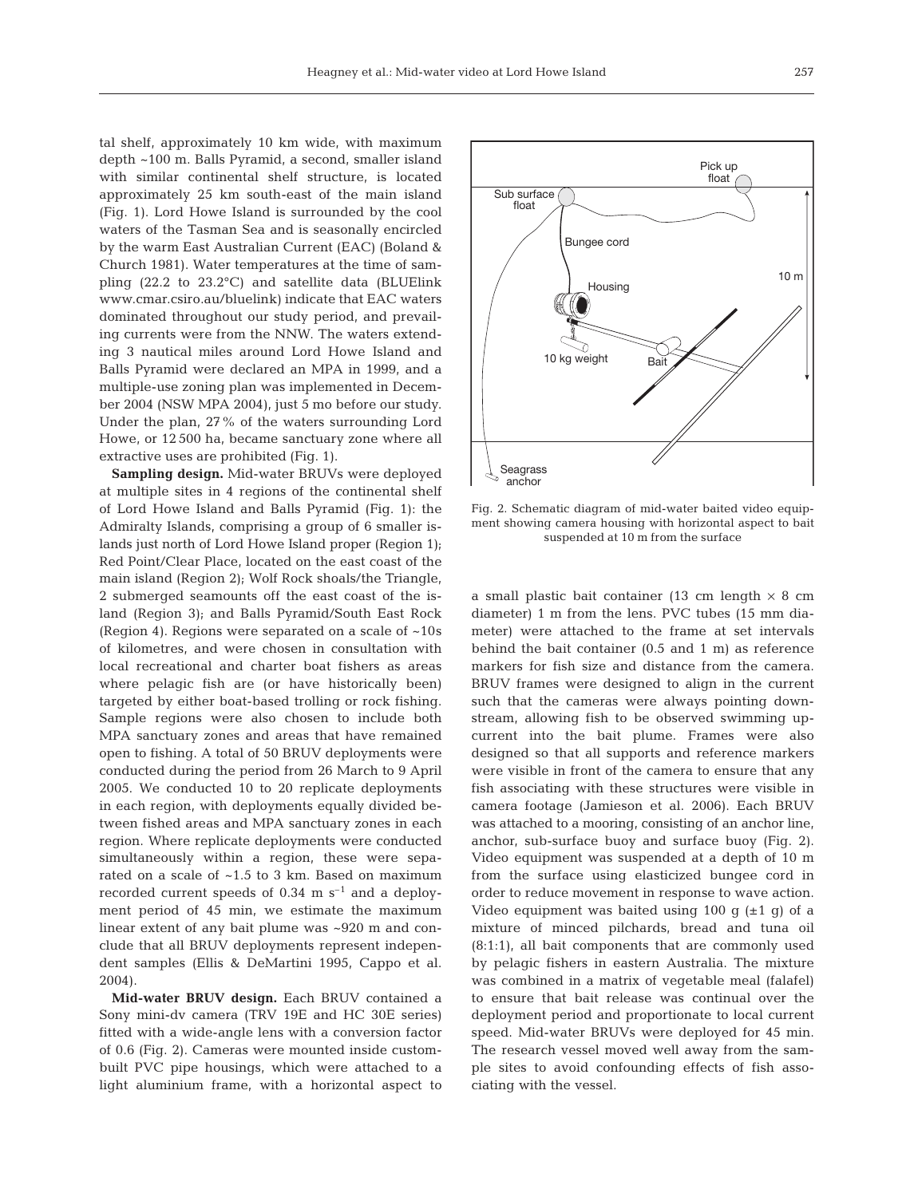tal shelf, approximately 10 km wide, with maximum depth ~100 m. Balls Pyramid, a second, smaller island with similar continental shelf structure, is located approximately 25 km south-east of the main island (Fig. 1). Lord Howe Island is surrounded by the cool waters of the Tasman Sea and is seasonally encircled by the warm East Australian Current (EAC) (Boland & Church 1981). Water temperatures at the time of sampling (22.2 to 23.2°C) and satellite data (BLUElink www.cmar.csiro.au/bluelink) indicate that EAC waters dominated throughout our study period, and prevailing currents were from the NNW. The waters extending 3 nautical miles around Lord Howe Island and Balls Pyramid were declared an MPA in 1999, and a multiple-use zoning plan was implemented in December 2004 (NSW MPA 2004), just 5 mo before our study. Under the plan, 27% of the waters surrounding Lord Howe, or 12 500 ha, became sanctuary zone where all extractive uses are prohibited (Fig. 1).

**Sampling design.** Mid-water BRUVs were deployed at multiple sites in 4 regions of the continental shelf of Lord Howe Island and Balls Pyramid (Fig. 1): the Admiralty Islands, comprising a group of 6 smaller islands just north of Lord Howe Island proper (Region 1); Red Point/Clear Place, located on the east coast of the main island (Region 2); Wolf Rock shoals/the Triangle, 2 submerged seamounts off the east coast of the island (Region 3); and Balls Pyramid/South East Rock (Region 4). Regions were separated on a scale of ~10s of kilometres, and were chosen in consultation with local recreational and charter boat fishers as areas where pelagic fish are (or have historically been) targeted by either boat-based trolling or rock fishing. Sample regions were also chosen to include both MPA sanctuary zones and areas that have remained open to fishing. A total of 50 BRUV deployments were conducted during the period from 26 March to 9 April 2005. We conducted 10 to 20 replicate deployments in each region, with deployments equally divided between fished areas and MPA sanctuary zones in each region. Where replicate deployments were conducted simultaneously within a region, these were separated on a scale of ~1.5 to 3 km. Based on maximum recorded current speeds of 0.34 m s$^{-1}$ and a deployment period of 45 min, we estimate the maximum linear extent of any bait plume was ~920 m and conclude that all BRUV deployments represent independent samples (Ellis & DeMartini 1995, Cappo et al. 2004).

**Mid-water BRUV design.** Each BRUV contained a Sony mini-dv camera (TRV 19E and HC 30E series) fitted with a wide-angle lens with a conversion factor of 0.6 (Fig. 2). Cameras were mounted inside custom-built PVC pipe housings, which were attached to a light aluminium frame, with a horizontal aspect to a small plastic bait container (13 cm length × 8 cm diameter) 1 m from the lens. PVC tubes (15 mm diameter) were attached to the frame at set intervals behind the bait container (0.5 and 1 m) as reference markers for fish size and distance from the camera. BRUV frames were designed to align in the current such that the cameras were always pointing downstream, allowing fish to be observed swimming up-current into the bait plume. Frames were also designed so that all supports and reference markers were visible in front of the camera to ensure that any fish associating with these structures were visible in camera footage (Jamieson et al. 2006). Each BRUV was attached to a mooring, consisting of an anchor line, anchor, sub-surface buoy and surface buoy (Fig. 2). Video equipment was suspended at a depth of 10 m from the surface using elasticized bungee cord in order to reduce movement in response to wave action. Video equipment was baited using 100 g (±1 g) of a mixture of minced pilchards, bread and tuna oil (8:1:1), all bait components that are commonly used by pelagic fishers in eastern Australia. The mixture was combined in a matrix of vegetable meal (falafel) to ensure that bait release was continual over the deployment period and proportionate to local current speed. Mid-water BRUVs were deployed for 45 min. The research vessel moved well away from the sample sites to avoid confounding effects of fish associating with the vessel.

Fig. 2. Schematic diagram of mid-water baited video equipment showing camera housing with horizontal aspect to bait suspended at 10 m from the surface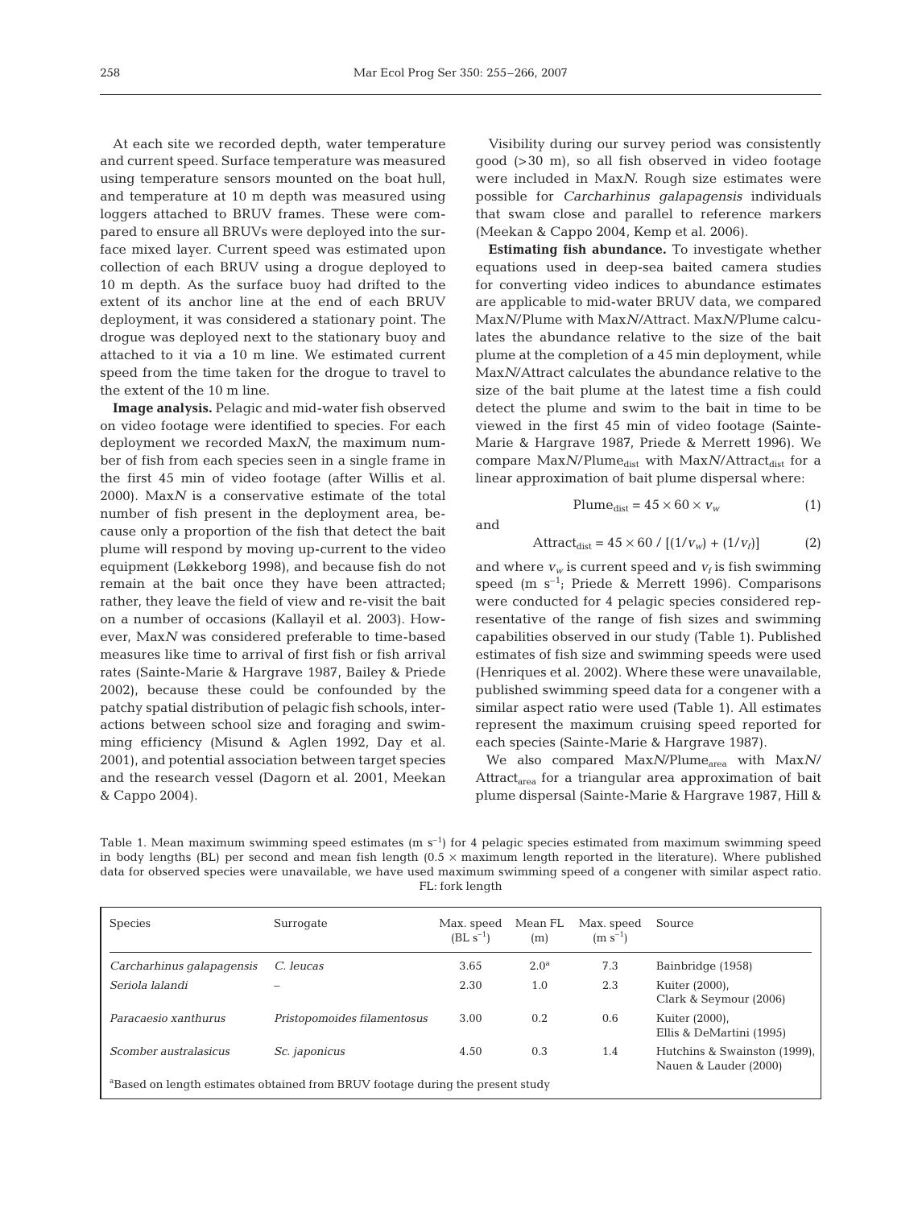At each site we recorded depth, water temperature and current speed. Surface temperature was measured using temperature sensors mounted on the boat hull, and temperature at 10 m depth was measured using loggers attached to BRUV frames. These were compared to ensure all BRUVs were deployed into the surface mixed layer. Current speed was estimated upon collection of each BRUV using a drogue deployed to 10 m depth. As the surface buoy had drifted to the extent of its anchor line at the end of each BRUV deployment, it was considered a stationary point. The drogue was deployed next to the stationary buoy and attached to it via a 10 m line. We estimated current speed from the time taken for the drogue to travel to the extent of the 10 m line.

**Image analysis.** Pelagic and mid-water fish observed on video footage were identified to species. For each deployment we recorded Max*N*, the maximum number of fish from each species seen in a single frame in the first 45 min of video footage (after Willis et al. 2000). Max*N* is a conservative estimate of the total number of fish present in the deployment area, because only a proportion of the fish that detect the bait plume will respond by moving up-current to the video equipment (Løkkeborg 1998), and because fish do not remain at the bait once they have been attracted; rather, they leave the field of view and re-visit the bait on a number of occasions (Kallayil et al. 2003). However, Max*N* was considered preferable to time-based measures like time to arrival of first fish or fish arrival rates (Sainte-Marie & Hargrave 1987, Bailey & Priede 2002), because these could be confounded by the patchy spatial distribution of pelagic fish schools, interactions between school size and foraging and swimming efficiency (Misund & Aglen 1992, Day et al. 2001), and potential association between target species and the research vessel (Dagorn et al. 2001, Meekan & Cappo 2004).

Visibility during our survey period was consistently good (>30 m), so all fish observed in video footage were included in Max*N*. Rough size estimates were possible for *Carcharhinus galapagensis* individuals that swam close and parallel to reference markers (Meekan & Cappo 2004, Kemp et al. 2006).

**Estimating fish abundance.** To investigate whether equations used in deep-sea baited camera studies for converting video indices to abundance estimates are applicable to mid-water BRUV data, we compared Max*N*/Plume with Max*N*/Attract. Max*N*/Plume calculates the abundance relative to the size of the bait plume at the completion of a 45 min deployment, while Max*N*/Attract calculates the abundance relative to the size of the bait plume at the latest time a fish could detect the plume and swim to the bait in time to be viewed in the first 45 min of video footage (Sainte-Marie & Hargrave 1987, Priede & Merrett 1996). We compare Max*N*/Plume$_{dist}$ with Max*N*/Attract$_{dist}$ for a linear approximation of bait plume dispersal where:

$$\text{Plume}_{dist} = 45 \times 60 \times v_w \tag{1}$$

and

$$\text{Attract}_{dist} = 45 \times 60 / [(1/v_w) + (1/v_f)] \tag{2}$$

and where $v_w$ is current speed and $v_f$ is fish swimming speed (m s$^{-1}$; Priede & Merrett 1996). Comparisons were conducted for 4 pelagic species considered representative of the range of fish sizes and swimming capabilities observed in our study (Table 1). Published estimates of fish size and swimming speeds were used (Henriques et al. 2002). Where these were unavailable, published swimming speed data for a congener with a similar aspect ratio were used (Table 1). All estimates represent the maximum cruising speed reported for each species (Sainte-Marie & Hargrave 1987).

We also compared Max*N*/Plume$_{area}$ with Max*N*/Attract$_{area}$ for a triangular area approximation of bait plume dispersal (Sainte-Marie & Hargrave 1987, Hill &

Table 1. Mean maximum swimming speed estimates (m s$^{-1}$) for 4 pelagic species estimated from maximum swimming speed in body lengths (BL) per second and mean fish length (0.5 × maximum length reported in the literature). Where published data for observed species were unavailable, we have used maximum swimming speed of a congener with similar aspect ratio. FL: fork length

| Species | Surrogate | Max. speed (BL s$^{-1}$) | Mean FL (m) | Max. speed (m s$^{-1}$) | Source |
|---|---|---|---|---|---|
| *Carcharhinus galapagensis* | *C. leucas* | 3.65 | 2.0[a] | 7.3 | Bainbridge (1958) |
| *Seriola lalandi* | – | 2.30 | 1.0 | 2.3 | Kuiter (2000), Clark & Seymour (2006) |
| *Paracaesio xanthurus* | *Pristopomoides filamentosus* | 3.00 | 0.2 | 0.6 | Kuiter (2000), Ellis & DeMartini (1995) |
| *Scomber australasicus* | *Sc. japonicus* | 4.50 | 0.3 | 1.4 | Hutchins & Swainston (1999), Nauen & Lauder (2000) |

[a]Based on length estimates obtained from BRUV footage during the present study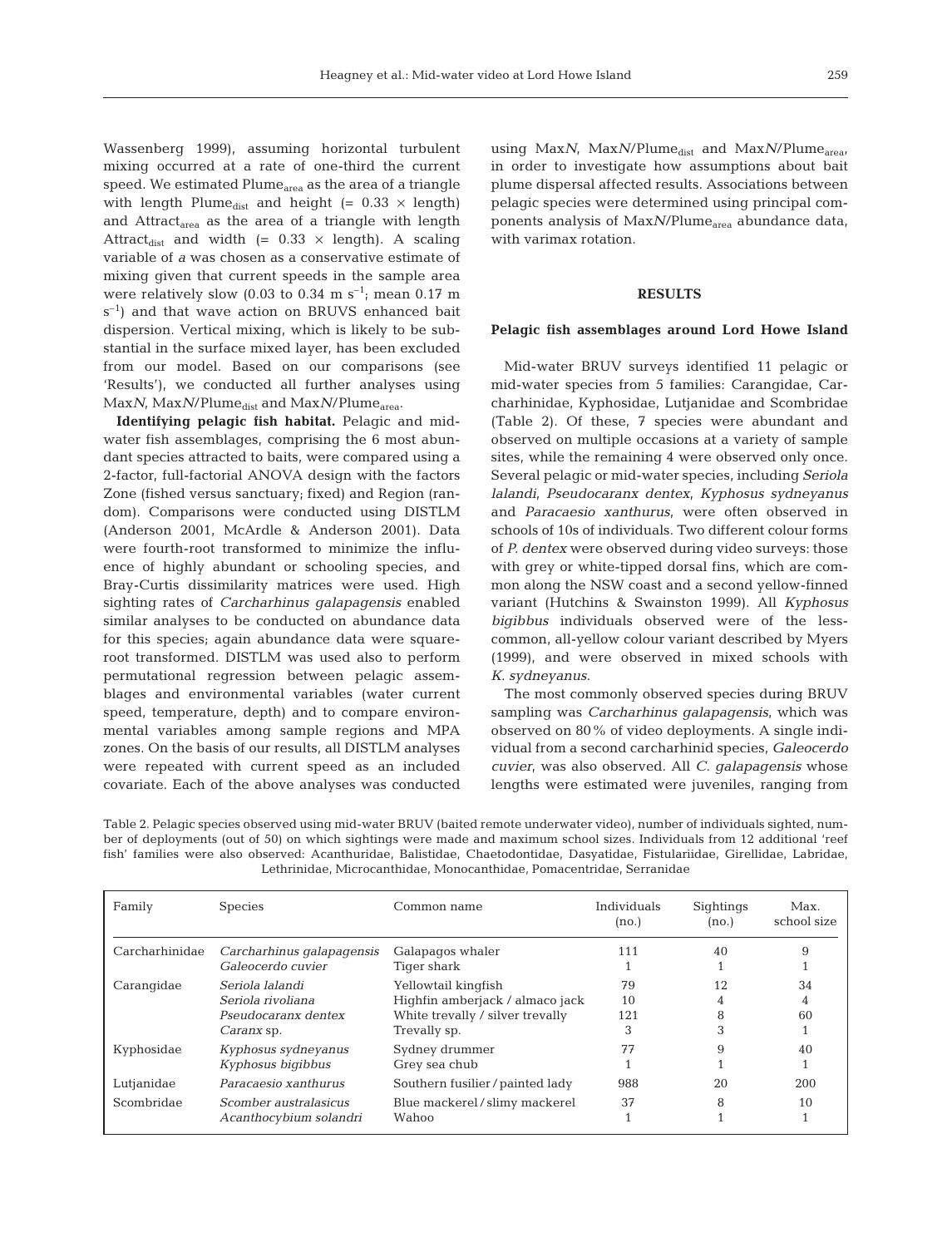Wassenberg 1999), assuming horizontal turbulent mixing occurred at a rate of one-third the current speed. We estimated $Plume_{area}$ as the area of a triangle with length $Plume_{dist}$ and height (= 0.33 × length) and $Attract_{area}$ as the area of a triangle with length $Attract_{dist}$ and width (= 0.33 × length). A scaling variable of *a* was chosen as a conservative estimate of mixing given that current speeds in the sample area were relatively slow (0.03 to 0.34 m $s^{-1}$; mean 0.17 m $s^{-1}$) and that wave action on BRUVS enhanced bait dispersion. Vertical mixing, which is likely to be substantial in the surface mixed layer, has been excluded from our model. Based on our comparisons (see 'Results'), we conducted all further analyses using Max*N*, Max*N*/$Plume_{dist}$ and Max*N*/$Plume_{area}$.

**Identifying pelagic fish habitat.** Pelagic and mid-water fish assemblages, comprising the 6 most abundant species attracted to baits, were compared using a 2-factor, full-factorial ANOVA design with the factors Zone (fished versus sanctuary; fixed) and Region (random). Comparisons were conducted using DISTLM (Anderson 2001, McArdle & Anderson 2001). Data were fourth-root transformed to minimize the influence of highly abundant or schooling species, and Bray-Curtis dissimilarity matrices were used. High sighting rates of *Carcharhinus galapagensis* enabled similar analyses to be conducted on abundance data for this species; again abundance data were square-root transformed. DISTLM was used also to perform permutational regression between pelagic assemblages and environmental variables (water current speed, temperature, depth) and to compare environmental variables among sample regions and MPA zones. On the basis of our results, all DISTLM analyses were repeated with current speed as an included covariate. Each of the above analyses was conducted using Max*N*, Max*N*/$Plume_{dist}$ and Max*N*/$Plume_{area}$, in order to investigate how assumptions about bait plume dispersal affected results. Associations between pelagic species were determined using principal components analysis of Max*N*/$Plume_{area}$ abundance data, with varimax rotation.

## RESULTS

### Pelagic fish assemblages around Lord Howe Island

Mid-water BRUV surveys identified 11 pelagic or mid-water species from 5 families: Carangidae, Carcharhinidae, Kyphosidae, Lutjanidae and Scombridae (Table 2). Of these, 7 species were abundant and observed on multiple occasions at a variety of sample sites, while the remaining 4 were observed only once. Several pelagic or mid-water species, including *Seriola lalandi*, *Pseudocaranx dentex*, *Kyphosus sydneyanus* and *Paracaesio xanthurus*, were often observed in schools of 10s of individuals. Two different colour forms of *P. dentex* were observed during video surveys: those with grey or white-tipped dorsal fins, which are common along the NSW coast and a second yellow-finned variant (Hutchins & Swainston 1999). All *Kyphosus bigibbus* individuals observed were of the less-common, all-yellow colour variant described by Myers (1999), and were observed in mixed schools with *K. sydneyanus*.

The most commonly observed species during BRUV sampling was *Carcharhinus galapagensis*, which was observed on 80% of video deployments. A single individual from a second carcharhinid species, *Galeocerdo cuvier*, was also observed. All *C. galapagensis* whose lengths were estimated were juveniles, ranging from

Table 2. Pelagic species observed using mid-water BRUV (baited remote underwater video), number of individuals sighted, number of deployments (out of 50) on which sightings were made and maximum school sizes. Individuals from 12 additional 'reef fish' families were also observed: Acanthuridae, Balistidae, Chaetodontidae, Dasyatidae, Fistulariidae, Girellidae, Labridae, Lethrinidae, Microcanthidae, Monocanthidae, Pomacentridae, Serranidae

| Family | Species | Common name | Individuals (no.) | Sightings (no.) | Max. school size |
|---|---|---|---|---|---|
| Carcharhinidae | *Carcharhinus galapagensis* | Galapagos whaler | 111 | 40 | 9 |
| | *Galeocerdo cuvier* | Tiger shark | 1 | 1 | 1 |
| Carangidae | *Seriola lalandi* | Yellowtail kingfish | 79 | 12 | 34 |
| | *Seriola rivoliana* | Highfin amberjack / almaco jack | 10 | 4 | 4 |
| | *Pseudocaranx dentex* | White trevally / silver trevally | 121 | 8 | 60 |
| | *Caranx* sp. | Trevally sp. | 3 | 3 | 1 |
| Kyphosidae | *Kyphosus sydneyanus* | Sydney drummer | 77 | 9 | 40 |
| | *Kyphosus bigibbus* | Grey sea chub | 1 | 1 | 1 |
| Lutjanidae | *Paracaesio xanthurus* | Southern fusilier / painted lady | 988 | 20 | 200 |
| Scombridae | *Scomber australasicus* | Blue mackerel / slimy mackerel | 37 | 8 | 10 |
| | *Acanthocybium solandri* | Wahoo | 1 | 1 | 1 |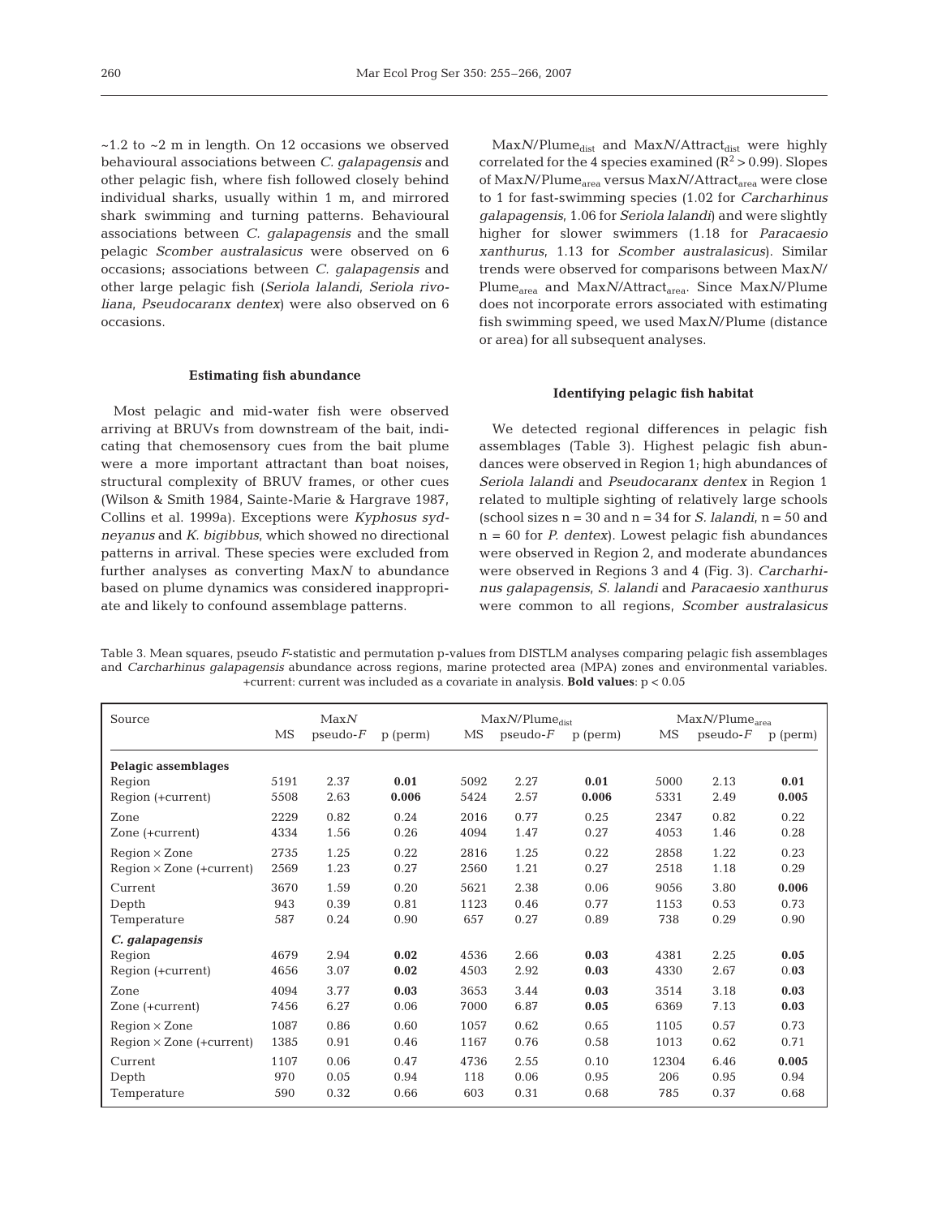~1.2 to ~2 m in length. On 12 occasions we observed behavioural associations between *C. galapagensis* and other pelagic fish, where fish followed closely behind individual sharks, usually within 1 m, and mirrored shark swimming and turning patterns. Behavioural associations between *C. galapagensis* and the small pelagic *Scomber australasicus* were observed on 6 occasions; associations between *C. galapagensis* and other large pelagic fish (*Seriola lalandi*, *Seriola rivoliana*, *Pseudocaranx dentex*) were also observed on 6 occasions.

### Estimating fish abundance

Most pelagic and mid-water fish were observed arriving at BRUVs from downstream of the bait, indicating that chemosensory cues from the bait plume were a more important attractant than boat noises, structural complexity of BRUV frames, or other cues (Wilson & Smith 1984, Sainte-Marie & Hargrave 1987, Collins et al. 1999a). Exceptions were *Kyphosus sydneyanus* and *K. bigibbus*, which showed no directional patterns in arrival. These species were excluded from further analyses as converting Max*N* to abundance based on plume dynamics was considered inappropriate and likely to confound assemblage patterns.

Max*N*/$Plume_{dist}$ and Max*N*/$Attract_{dist}$ were highly correlated for the 4 species examined ($R^2 > 0.99$). Slopes of Max*N*/$Plume_{area}$ versus Max*N*/$Attract_{area}$ were close to 1 for fast-swimming species (1.02 for *Carcharhinus galapagensis*, 1.06 for *Seriola lalandi*) and were slightly higher for slower swimmers (1.18 for *Paracaesio xanthurus*, 1.13 for *Scomber australasicus*). Similar trends were observed for comparisons between Max*N*/$Plume_{area}$ and Max*N*/$Attract_{area}$. Since Max*N*/Plume does not incorporate errors associated with estimating fish swimming speed, we used Max*N*/Plume (distance or area) for all subsequent analyses.

### Identifying pelagic fish habitat

We detected regional differences in pelagic fish assemblages (Table 3). Highest pelagic fish abundances were observed in Region 1; high abundances of *Seriola lalandi* and *Pseudocaranx dentex* in Region 1 related to multiple sighting of relatively large schools (school sizes n = 30 and n = 34 for *S. lalandi*, n = 50 and n = 60 for *P. dentex*). Lowest pelagic fish abundances were observed in Region 2, and moderate abundances were observed in Regions 3 and 4 (Fig. 3). *Carcharhinus galapagensis*, *S. lalandi* and *Paracaesio xanthurus* were common to all regions, *Scomber australasicus*

Table 3. Mean squares, pseudo *F*-statistic and permutation p-values from DISTLM analyses comparing pelagic fish assemblages and *Carcharhinus galapagensis* abundance across regions, marine protected area (MPA) zones and environmental variables. +current: current was included as a covariate in analysis. **Bold values**: $p < 0.05$

| Source | Max*N* | | | Max*N*/$Plume_{dist}$ | | | Max*N*/$Plume_{area}$ | | |
|---|---|---|---|---|---|---|---|---|---|
| | MS | pseudo-*F* | p (perm) | MS | pseudo-*F* | p (perm) | MS | pseudo-*F* | p (perm) |
| **Pelagic assemblages** | | | | | | | | | |
| Region | 5191 | 2.37 | **0.01** | 5092 | 2.27 | **0.01** | 5000 | 2.13 | **0.01** |
| Region (+current) | 5508 | 2.63 | **0.006** | 5424 | 2.57 | **0.006** | 5331 | 2.49 | **0.005** |
| Zone | 2229 | 0.82 | 0.24 | 2016 | 0.77 | 0.25 | 2347 | 0.82 | 0.22 |
| Zone (+current) | 4334 | 1.56 | 0.26 | 4094 | 1.47 | 0.27 | 4053 | 1.46 | 0.28 |
| Region × Zone | 2735 | 1.25 | 0.22 | 2816 | 1.25 | 0.22 | 2858 | 1.22 | 0.23 |
| Region × Zone (+current) | 2569 | 1.23 | 0.27 | 2560 | 1.21 | 0.27 | 2518 | 1.18 | 0.29 |
| Current | 3670 | 1.59 | 0.20 | 5621 | 2.38 | 0.06 | 9056 | 3.80 | **0.006** |
| Depth | 943 | 0.39 | 0.81 | 1123 | 0.46 | 0.77 | 1153 | 0.53 | 0.73 |
| Temperature | 587 | 0.24 | 0.90 | 657 | 0.27 | 0.89 | 738 | 0.29 | 0.90 |
| ***C. galapagensis*** | | | | | | | | | |
| Region | 4679 | 2.94 | **0.02** | 4536 | 2.66 | **0.03** | 4381 | 2.25 | **0.05** |
| Region (+current) | 4656 | 3.07 | **0.02** | 4503 | 2.92 | **0.03** | 4330 | 2.67 | 0.**03** |
| Zone | 4094 | 3.77 | **0.03** | 3653 | 3.44 | **0.03** | 3514 | 3.18 | **0.03** |
| Zone (+current) | 7456 | 6.27 | 0.06 | 7000 | 6.87 | **0.05** | 6369 | 7.13 | **0.03** |
| Region × Zone | 1087 | 0.86 | 0.60 | 1057 | 0.62 | 0.65 | 1105 | 0.57 | 0.73 |
| Region × Zone (+current) | 1385 | 0.91 | 0.46 | 1167 | 0.76 | 0.58 | 1013 | 0.62 | 0.71 |
| Current | 1107 | 0.06 | 0.47 | 4736 | 2.55 | 0.10 | 12304 | 6.46 | **0.005** |
| Depth | 970 | 0.05 | 0.94 | 118 | 0.06 | 0.95 | 206 | 0.95 | 0.94 |
| Temperature | 590 | 0.32 | 0.66 | 603 | 0.31 | 0.68 | 785 | 0.37 | 0.68 |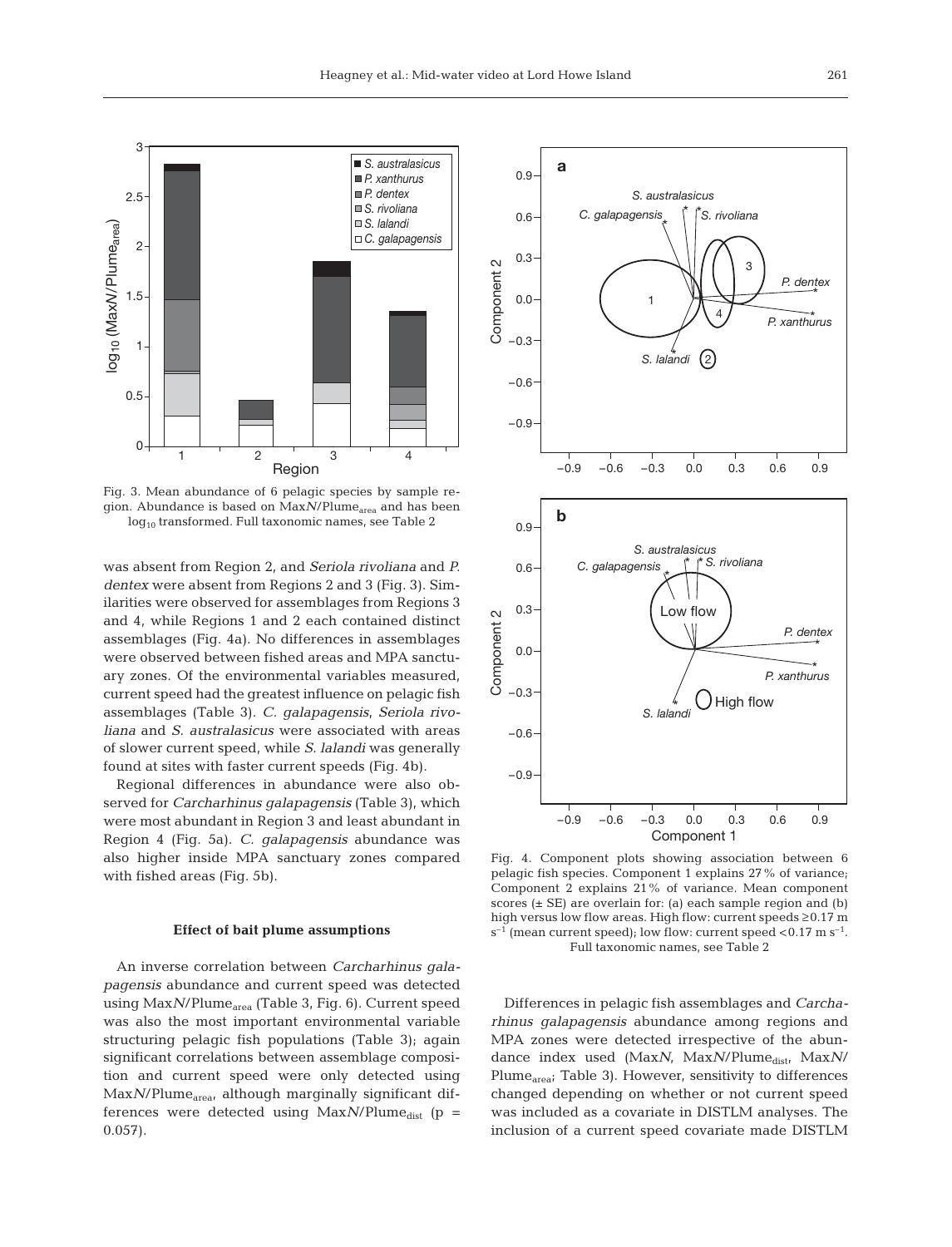Fig. 3. Mean abundance of 6 pelagic species by sample region. Abundance is based on Max*N*/Plume$_{area}$ and has been $\log_{10}$ transformed. Full taxonomic names, see Table 2

was absent from Region 2, and *Seriola rivoliana* and *P. dentex* were absent from Regions 2 and 3 (Fig. 3). Similarities were observed for assemblages from Regions 3 and 4, while Regions 1 and 2 each contained distinct assemblages (Fig. 4a). No differences in assemblages were observed between fished areas and MPA sanctuary zones. Of the environmental variables measured, current speed had the greatest influence on pelagic fish assemblages (Table 3). *C. galapagensis*, *Seriola rivoliana* and *S. australasicus* were associated with areas of slower current speed, while *S. lalandi* was generally found at sites with faster current speeds (Fig. 4b).

Regional differences in abundance were also observed for *Carcharhinus galapagensis* (Table 3), which were most abundant in Region 3 and least abundant in Region 4 (Fig. 5a). *C. galapagensis* abundance was also higher inside MPA sanctuary zones compared with fished areas (Fig. 5b).

### Effect of bait plume assumptions

An inverse correlation between *Carcharhinus galapagensis* abundance and current speed was detected using Max*N*/Plume$_{area}$ (Table 3, Fig. 6). Current speed was also the most important environmental variable structuring pelagic fish populations (Table 3); again significant correlations between assemblage composition and current speed were only detected using Max*N*/Plume$_{area}$, although marginally significant differences were detected using Max*N*/Plume$_{dist}$ ($p = 0.057$).

Fig. 4. Component plots showing association between 6 pelagic fish species. Component 1 explains 27 % of variance; Component 2 explains 21 % of variance. Mean component scores (± SE) are overlain for: (a) each sample region and (b) high versus low flow areas. High flow: current speeds ≥0.17 m s$^{-1}$ (mean current speed); low flow: current speed <0.17 m s$^{-1}$. Full taxonomic names, see Table 2

Differences in pelagic fish assemblages and *Carcharhinus galapagensis* abundance among regions and MPA zones were detected irrespective of the abundance index used (Max*N*, Max*N*/Plume$_{dist}$, Max*N*/Plume$_{area}$; Table 3). However, sensitivity to differences changed depending on whether or not current speed was included as a covariate in DISTLM analyses. The inclusion of a current speed covariate made DISTLM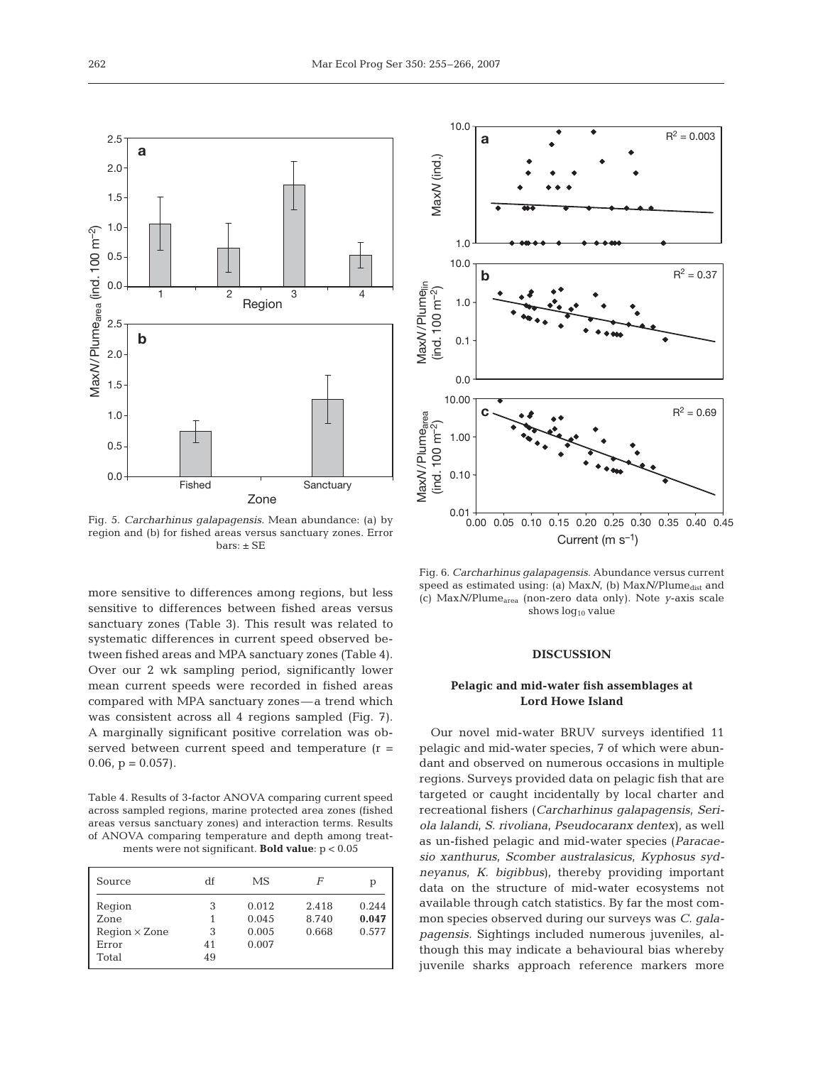Fig. 5. *Carcharhinus galapagensis*. Mean abundance: (a) by region and (b) for fished areas versus sanctuary zones. Error bars: ± SE

Fig. 6. *Carcharhinus galapagensis*. Abundance versus current speed as estimated using: (a) Max*N*, (b) Max*N*/$Plume_{dist}$ and (c) Max*N*/$Plume_{area}$ (non-zero data only). Note *y*-axis scale shows $log_{10}$ value

more sensitive to differences among regions, but less sensitive to differences between fished areas versus sanctuary zones (Table 3). This result was related to systematic differences in current speed observed between fished areas and MPA sanctuary zones (Table 4). Over our 2 wk sampling period, significantly lower mean current speeds were recorded in fished areas compared with MPA sanctuary zones—a trend which was consistent across all 4 regions sampled (Fig. 7). A marginally significant positive correlation was observed between current speed and temperature ($r = 0.06$, $p = 0.057$).

Table 4. Results of 3-factor ANOVA comparing current speed across sampled regions, marine protected area zones (fished areas versus sanctuary zones) and interaction terms. Results of ANOVA comparing temperature and depth among treatments were not significant. **Bold value**: $p < 0.05$

| Source | df | MS | *F* | p |
|---|---|---|---|---|
| Region | 3 | 0.012 | 2.418 | 0.244 |
| Zone | 1 | 0.045 | 8.740 | **0.047** |
| Region × Zone | 3 | 0.005 | 0.668 | 0.577 |
| Error | 41 | 0.007 | | |
| Total | 49 | | | |

## DISCUSSION

### Pelagic and mid-water fish assemblages at Lord Howe Island

Our novel mid-water BRUV surveys identified 11 pelagic and mid-water species, 7 of which were abundant and observed on numerous occasions in multiple regions. Surveys provided data on pelagic fish that are targeted or caught incidentally by local charter and recreational fishers (*Carcharhinus galapagensis*, *Seriola lalandi*, *S. rivoliana*, *Pseudocaranx dentex*), as well as un-fished pelagic and mid-water species (*Paracaesio xanthurus*, *Scomber australasicus*, *Kyphosus sydneyanus*, *K. bigibbus*), thereby providing important data on the structure of mid-water ecosystems not available through catch statistics. By far the most common species observed during our surveys was *C. galapagensis*. Sightings included numerous juveniles, although this may indicate a behavioural bias whereby juvenile sharks approach reference markers more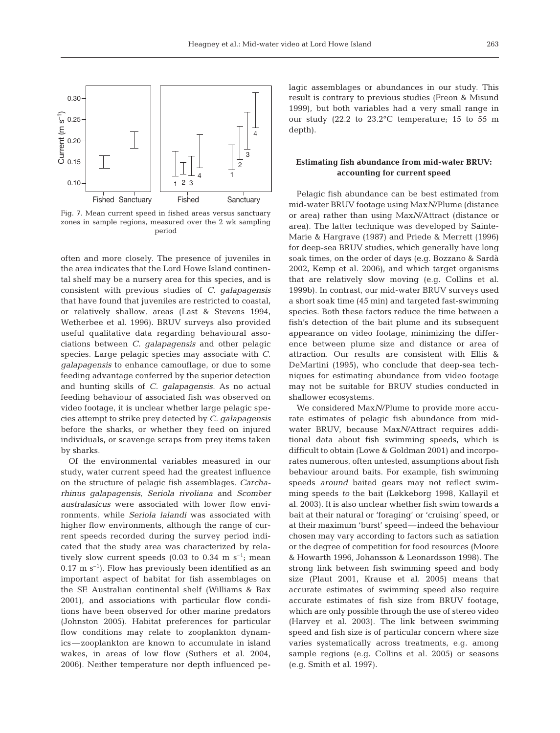Fig. 7. Mean current speed in fished areas versus sanctuary zones in sample regions, measured over the 2 wk sampling period

often and more closely. The presence of juveniles in the area indicates that the Lord Howe Island continental shelf may be a nursery area for this species, and is consistent with previous studies of *C. galapagensis* that have found that juveniles are restricted to coastal, or relatively shallow, areas (Last & Stevens 1994, Wetherbee et al. 1996). BRUV surveys also provided useful qualitative data regarding behavioural associations between *C. galapagensis* and other pelagic species. Large pelagic species may associate with *C. galapagensis* to enhance camouflage, or due to some feeding advantage conferred by the superior detection and hunting skills of *C. galapagensis*. As no actual feeding behaviour of associated fish was observed on video footage, it is unclear whether large pelagic species attempt to strike prey detected by *C. galapagensis* before the sharks, or whether they feed on injured individuals, or scavenge scraps from prey items taken by sharks.

Of the environmental variables measured in our study, water current speed had the greatest influence on the structure of pelagic fish assemblages. *Carcharhinus galapagensis*, *Seriola rivoliana* and *Scomber australasicus* were associated with lower flow environments, while *Seriola lalandi* was associated with higher flow environments, although the range of current speeds recorded during the survey period indicated that the study area was characterized by relatively slow current speeds (0.03 to 0.34 m $s^{-1}$; mean 0.17 m $s^{-1}$). Flow has previously been identified as an important aspect of habitat for fish assemblages on the SE Australian continental shelf (Williams & Bax 2001), and associations with particular flow conditions have been observed for other marine predators (Johnston 2005). Habitat preferences for particular flow conditions may relate to zooplankton dynamics—zooplankton are known to accumulate in island wakes, in areas of low flow (Suthers et al. 2004, 2006). Neither temperature nor depth influenced pelagic assemblages or abundances in our study. This result is contrary to previous studies (Freon & Misund 1999), but both variables had a very small range in our study (22.2 to 23.2°C temperature; 15 to 55 m depth).

### Estimating fish abundance from mid-water BRUV: accounting for current speed

Pelagic fish abundance can be best estimated from mid-water BRUV footage using Max*N*/Plume (distance or area) rather than using Max*N*/Attract (distance or area). The latter technique was developed by Sainte-Marie & Hargrave (1987) and Priede & Merrett (1996) for deep-sea BRUV studies, which generally have long soak times, on the order of days (e.g. Bozzano & Sardà 2002, Kemp et al. 2006), and which target organisms that are relatively slow moving (e.g. Collins et al. 1999b). In contrast, our mid-water BRUV surveys used a short soak time (45 min) and targeted fast-swimming species. Both these factors reduce the time between a fish's detection of the bait plume and its subsequent appearance on video footage, minimizing the difference between plume size and distance or area of attraction. Our results are consistent with Ellis & DeMartini (1995), who conclude that deep-sea techniques for estimating abundance from video footage may not be suitable for BRUV studies conducted in shallower ecosystems.

We considered Max*N*/Plume to provide more accurate estimates of pelagic fish abundance from mid-water BRUV, because Max*N*/Attract requires additional data about fish swimming speeds, which is difficult to obtain (Lowe & Goldman 2001) and incorporates numerous, often untested, assumptions about fish behaviour around baits. For example, fish swimming speeds *around* baited gears may not reflect swimming speeds *to* the bait (Løkkeborg 1998, Kallayil et al. 2003). It is also unclear whether fish swim towards a bait at their natural or 'foraging' or 'cruising' speed, or at their maximum 'burst' speed—indeed the behaviour chosen may vary according to factors such as satiation or the degree of competition for food resources (Moore & Howarth 1996, Johansson & Leonardsson 1998). The strong link between fish swimming speed and body size (Plaut 2001, Krause et al. 2005) means that accurate estimates of swimming speed also require accurate estimates of fish size from BRUV footage, which are only possible through the use of stereo video (Harvey et al. 2003). The link between swimming speed and fish size is of particular concern where size varies systematically across treatments, e.g. among sample regions (e.g. Collins et al. 2005) or seasons (e.g. Smith et al. 1997).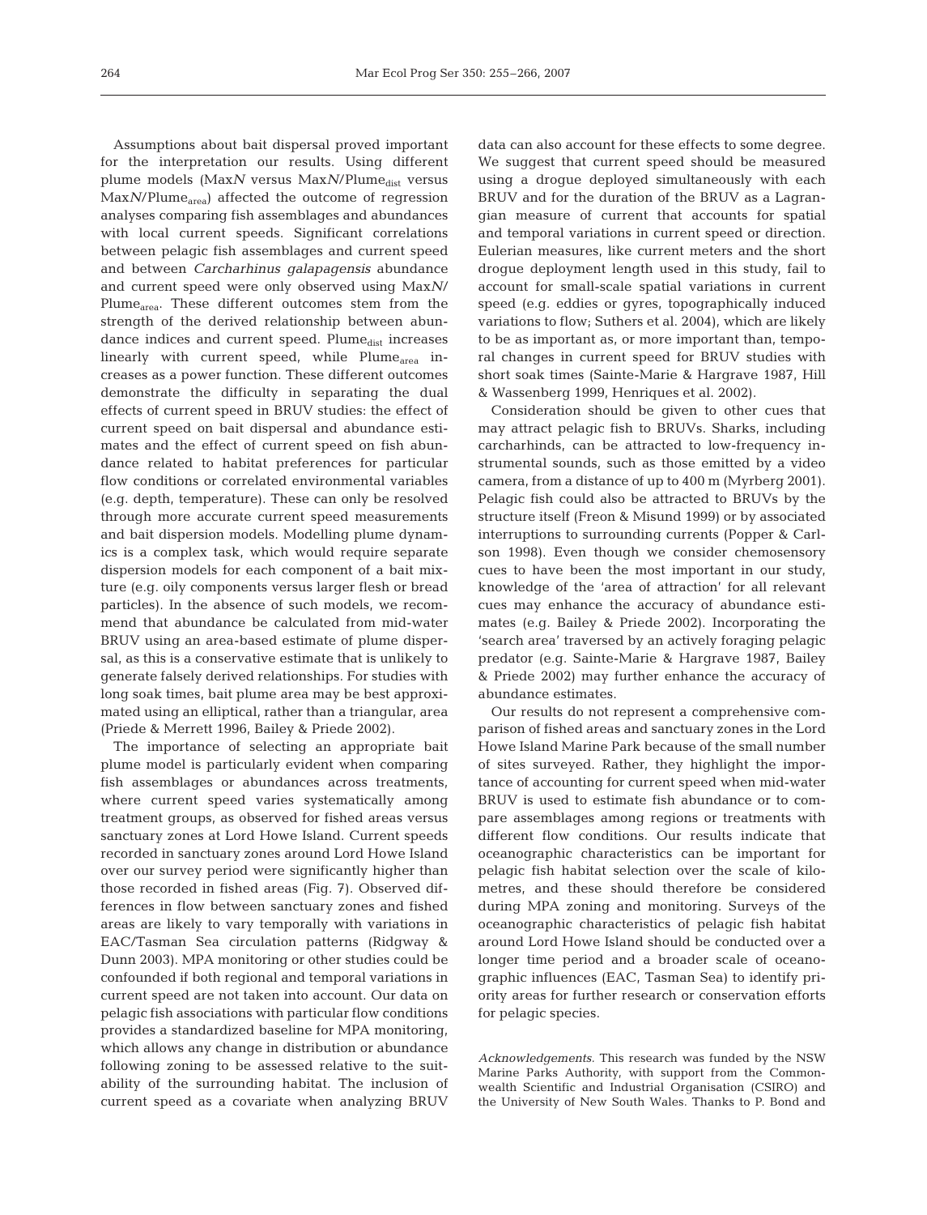Assumptions about bait dispersal proved important for the interpretation our results. Using different plume models (Max*N* versus Max*N*/$Plume_{dist}$ versus Max*N*/$Plume_{area}$) affected the outcome of regression analyses comparing fish assemblages and abundances with local current speeds. Significant correlations between pelagic fish assemblages and current speed and between *Carcharhinus galapagensis* abundance and current speed were only observed using Max*N*/$Plume_{area}$. These different outcomes stem from the strength of the derived relationship between abundance indices and current speed. $Plume_{dist}$ increases linearly with current speed, while $Plume_{area}$ increases as a power function. These different outcomes demonstrate the difficulty in separating the dual effects of current speed in BRUV studies: the effect of current speed on bait dispersal and abundance estimates and the effect of current speed on fish abundance related to habitat preferences for particular flow conditions or correlated environmental variables (e.g. depth, temperature). These can only be resolved through more accurate current speed measurements and bait dispersion models. Modelling plume dynamics is a complex task, which would require separate dispersion models for each component of a bait mixture (e.g. oily components versus larger flesh or bread particles). In the absence of such models, we recommend that abundance be calculated from mid-water BRUV using an area-based estimate of plume dispersal, as this is a conservative estimate that is unlikely to generate falsely derived relationships. For studies with long soak times, bait plume area may be best approximated using an elliptical, rather than a triangular, area (Priede & Merrett 1996, Bailey & Priede 2002).

The importance of selecting an appropriate bait plume model is particularly evident when comparing fish assemblages or abundances across treatments, where current speed varies systematically among treatment groups, as observed for fished areas versus sanctuary zones at Lord Howe Island. Current speeds recorded in sanctuary zones around Lord Howe Island over our survey period were significantly higher than those recorded in fished areas (Fig. 7). Observed differences in flow between sanctuary zones and fished areas are likely to vary temporally with variations in EAC/Tasman Sea circulation patterns (Ridgway & Dunn 2003). MPA monitoring or other studies could be confounded if both regional and temporal variations in current speed are not taken into account. Our data on pelagic fish associations with particular flow conditions provides a standardized baseline for MPA monitoring, which allows any change in distribution or abundance following zoning to be assessed relative to the suitability of the surrounding habitat. The inclusion of current speed as a covariate when analyzing BRUV data can also account for these effects to some degree. We suggest that current speed should be measured using a drogue deployed simultaneously with each BRUV and for the duration of the BRUV as a Lagrangian measure of current that accounts for spatial and temporal variations in current speed or direction. Eulerian measures, like current meters and the short drogue deployment length used in this study, fail to account for small-scale spatial variations in current speed (e.g. eddies or gyres, topographically induced variations to flow; Suthers et al. 2004), which are likely to be as important as, or more important than, temporal changes in current speed for BRUV studies with short soak times (Sainte-Marie & Hargrave 1987, Hill & Wassenberg 1999, Henriques et al. 2002).

Consideration should be given to other cues that may attract pelagic fish to BRUVs. Sharks, including carcharhinds, can be attracted to low-frequency instrumental sounds, such as those emitted by a video camera, from a distance of up to 400 m (Myrberg 2001). Pelagic fish could also be attracted to BRUVs by the structure itself (Freon & Misund 1999) or by associated interruptions to surrounding currents (Popper & Carlson 1998). Even though we consider chemosensory cues to have been the most important in our study, knowledge of the 'area of attraction' for all relevant cues may enhance the accuracy of abundance estimates (e.g. Bailey & Priede 2002). Incorporating the 'search area' traversed by an actively foraging pelagic predator (e.g. Sainte-Marie & Hargrave 1987, Bailey & Priede 2002) may further enhance the accuracy of abundance estimates.

Our results do not represent a comprehensive comparison of fished areas and sanctuary zones in the Lord Howe Island Marine Park because of the small number of sites surveyed. Rather, they highlight the importance of accounting for current speed when mid-water BRUV is used to estimate fish abundance or to compare assemblages among regions or treatments with different flow conditions. Our results indicate that oceanographic characteristics can be important for pelagic fish habitat selection over the scale of kilometres, and these should therefore be considered during MPA zoning and monitoring. Surveys of the oceanographic characteristics of pelagic fish habitat around Lord Howe Island should be conducted over a longer time period and a broader scale of oceanographic influences (EAC, Tasman Sea) to identify priority areas for further research or conservation efforts for pelagic species.

*Acknowledgements.* This research was funded by the NSW Marine Parks Authority, with support from the Commonwealth Scientific and Industrial Organisation (CSIRO) and the University of New South Wales. Thanks to P. Bond and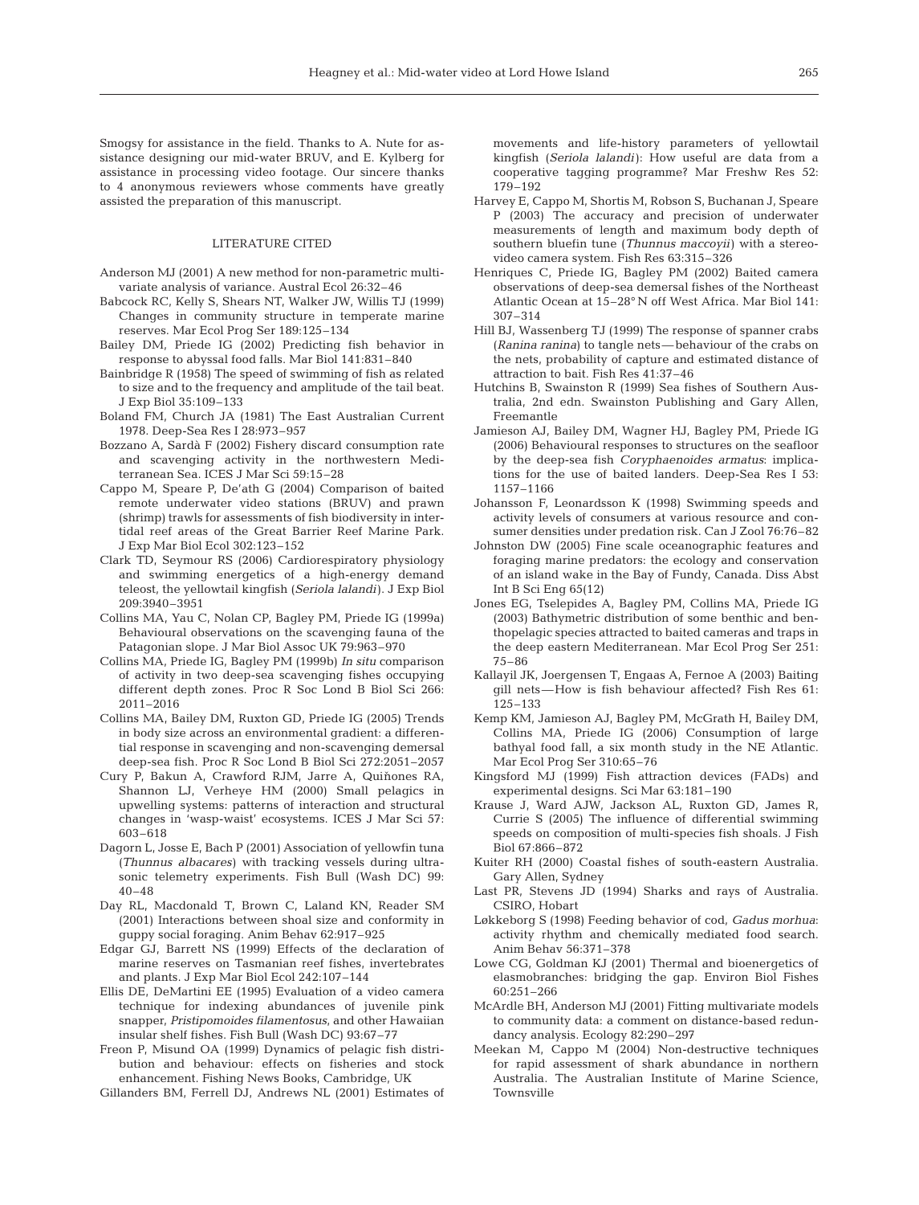Smogsy for assistance in the field. Thanks to A. Nute for assistance designing our mid-water BRUV, and E. Kylberg for assistance in processing video footage. Our sincere thanks to 4 anonymous reviewers whose comments have greatly assisted the preparation of this manuscript.

## LITERATURE CITED

Anderson MJ (2001) A new method for non-parametric multivariate analysis of variance. Austral Ecol 26:32–46

Babcock RC, Kelly S, Shears NT, Walker JW, Willis TJ (1999) Changes in community structure in temperate marine reserves. Mar Ecol Prog Ser 189:125–134

Bailey DM, Priede IG (2002) Predicting fish behavior in response to abyssal food falls. Mar Biol 141:831–840

Bainbridge R (1958) The speed of swimming of fish as related to size and to the frequency and amplitude of the tail beat. J Exp Biol 35:109–133

Boland FM, Church JA (1981) The East Australian Current 1978. Deep-Sea Res I 28:973–957

Bozzano A, Sardà F (2002) Fishery discard consumption rate and scavenging activity in the northwestern Mediterranean Sea. ICES J Mar Sci 59:15–28

Cappo M, Speare P, De'ath G (2004) Comparison of baited remote underwater video stations (BRUV) and prawn (shrimp) trawls for assessments of fish biodiversity in intertidal reef areas of the Great Barrier Reef Marine Park. J Exp Mar Biol Ecol 302:123–152

Clark TD, Seymour RS (2006) Cardiorespiratory physiology and swimming energetics of a high-energy demand teleost, the yellowtail kingfish (*Seriola lalandi*). J Exp Biol 209:3940–3951

Collins MA, Yau C, Nolan CP, Bagley PM, Priede IG (1999a) Behavioural observations on the scavenging fauna of the Patagonian slope. J Mar Biol Assoc UK 79:963–970

Collins MA, Priede IG, Bagley PM (1999b) *In situ* comparison of activity in two deep-sea scavenging fishes occupying different depth zones. Proc R Soc Lond B Biol Sci 266: 2011–2016

Collins MA, Bailey DM, Ruxton GD, Priede IG (2005) Trends in body size across an environmental gradient: a differential response in scavenging and non-scavenging demersal deep-sea fish. Proc R Soc Lond B Biol Sci 272:2051–2057

Cury P, Bakun A, Crawford RJM, Jarre A, Quiñones RA, Shannon LJ, Verheye HM (2000) Small pelagics in upwelling systems: patterns of interaction and structural changes in 'wasp-waist' ecosystems. ICES J Mar Sci 57: 603–618

Dagorn L, Josse E, Bach P (2001) Association of yellowfin tuna (*Thunnus albacares*) with tracking vessels during ultrasonic telemetry experiments. Fish Bull (Wash DC) 99: 40–48

Day RL, Macdonald T, Brown C, Laland KN, Reader SM (2001) Interactions between shoal size and conformity in guppy social foraging. Anim Behav 62:917–925

Edgar GJ, Barrett NS (1999) Effects of the declaration of marine reserves on Tasmanian reef fishes, invertebrates and plants. J Exp Mar Biol Ecol 242:107–144

Ellis DE, DeMartini EE (1995) Evaluation of a video camera technique for indexing abundances of juvenile pink snapper, *Pristipomoides filamentosus*, and other Hawaiian insular shelf fishes. Fish Bull (Wash DC) 93:67–77

Freon P, Misund OA (1999) Dynamics of pelagic fish distribution and behaviour: effects on fisheries and stock enhancement. Fishing News Books, Cambridge, UK

Gillanders BM, Ferrell DJ, Andrews NL (2001) Estimates of movements and life-history parameters of yellowtail kingfish (*Seriola lalandi*): How useful are data from a cooperative tagging programme? Mar Freshw Res 52: 179–192

Harvey E, Cappo M, Shortis M, Robson S, Buchanan J, Speare P (2003) The accuracy and precision of underwater measurements of length and maximum body depth of southern bluefin tune (*Thunnus maccoyii*) with a stereo-video camera system. Fish Res 63:315–326

Henriques C, Priede IG, Bagley PM (2002) Baited camera observations of deep-sea demersal fishes of the Northeast Atlantic Ocean at 15–28° N off West Africa. Mar Biol 141: 307–314

Hill BJ, Wassenberg TJ (1999) The response of spanner crabs (*Ranina ranina*) to tangle nets — behaviour of the crabs on the nets, probability of capture and estimated distance of attraction to bait. Fish Res 41:37–46

Hutchins B, Swainston R (1999) Sea fishes of Southern Australia, 2nd edn. Swainston Publishing and Gary Allen, Freemantle

Jamieson AJ, Bailey DM, Wagner HJ, Bagley PM, Priede IG (2006) Behavioural responses to structures on the seafloor by the deep-sea fish *Coryphaenoides armatus*: implications for the use of baited landers. Deep-Sea Res I 53: 1157–1166

Johansson F, Leonardsson K (1998) Swimming speeds and activity levels of consumers at various resource and consumer densities under predation risk. Can J Zool 76:76–82

Johnston DW (2005) Fine scale oceanographic features and foraging marine predators: the ecology and conservation of an island wake in the Bay of Fundy, Canada. Diss Abst Int B Sci Eng 65(12)

Jones EG, Tselepides A, Bagley PM, Collins MA, Priede IG (2003) Bathymetric distribution of some benthic and benthopelagic species attracted to baited cameras and traps in the deep eastern Mediterranean. Mar Ecol Prog Ser 251: 75–86

Kallayil JK, Joergensen T, Engaas A, Fernoe A (2003) Baiting gill nets — How is fish behaviour affected? Fish Res 61: 125–133

Kemp KM, Jamieson AJ, Bagley PM, McGrath H, Bailey DM, Collins MA, Priede IG (2006) Consumption of large bathyal food fall, a six month study in the NE Atlantic. Mar Ecol Prog Ser 310:65–76

Kingsford MJ (1999) Fish attraction devices (FADs) and experimental designs. Sci Mar 63:181–190

Krause J, Ward AJW, Jackson AL, Ruxton GD, James R, Currie S (2005) The influence of differential swimming speeds on composition of multi-species fish shoals. J Fish Biol 67:866–872

Kuiter RH (2000) Coastal fishes of south-eastern Australia. Gary Allen, Sydney

Last PR, Stevens JD (1994) Sharks and rays of Australia. CSIRO, Hobart

Løkkeborg S (1998) Feeding behavior of cod, *Gadus morhua*: activity rhythm and chemically mediated food search. Anim Behav 56:371–378

Lowe CG, Goldman KJ (2001) Thermal and bioenergetics of elasmobranches: bridging the gap. Environ Biol Fishes 60:251–266

McArdle BH, Anderson MJ (2001) Fitting multivariate models to community data: a comment on distance-based redundancy analysis. Ecology 82:290–297

Meekan M, Cappo M (2004) Non-destructive techniques for rapid assessment of shark abundance in northern Australia. The Australian Institute of Marine Science, Townsville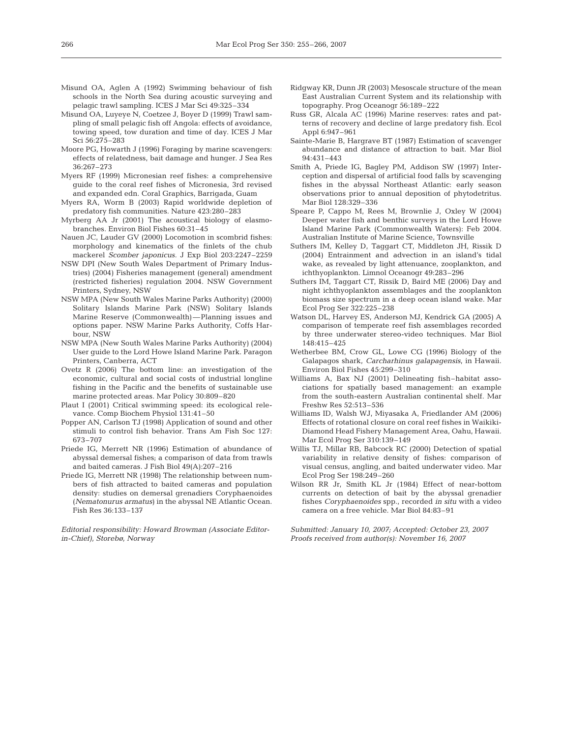Misund OA, Aglen A (1992) Swimming behaviour of fish schools in the North Sea during acoustic surveying and pelagic trawl sampling. ICES J Mar Sci 49:325–334

Misund OA, Luyeye N, Coetzee J, Boyer D (1999) Trawl sampling of small pelagic fish off Angola: effects of avoidance, towing speed, tow duration and time of day. ICES J Mar Sci 56:275–283

Moore PG, Howarth J (1996) Foraging by marine scavengers: effects of relatedness, bait damage and hunger. J Sea Res 36:267–273

Myers RF (1999) Micronesian reef fishes: a comprehensive guide to the coral reef fishes of Micronesia, 3rd revised and expanded edn. Coral Graphics, Barrigada, Guam

Myers RA, Worm B (2003) Rapid worldwide depletion of predatory fish communities. Nature 423:280–283

Myrberg AA Jr (2001) The acoustical biology of elasmobranches. Environ Biol Fishes 60:31–45

Nauen JC, Lauder GV (2000) Locomotion in scombrid fishes: morphology and kinematics of the finlets of the chub mackerel *Scomber japonicus*. J Exp Biol 203:2247–2259

NSW DPI (New South Wales Department of Primary Industries) (2004) Fisheries management (general) amendment (restricted fisheries) regulation 2004. NSW Government Printers, Sydney, NSW

NSW MPA (New South Wales Marine Parks Authority) (2000) Solitary Islands Marine Park (NSW) Solitary Islands Marine Reserve (Commonwealth)—Planning issues and options paper. NSW Marine Parks Authority, Coffs Harbour, NSW

NSW MPA (New South Wales Marine Parks Authority) (2004) User guide to the Lord Howe Island Marine Park. Paragon Printers, Canberra, ACT

Ovetz R (2006) The bottom line: an investigation of the economic, cultural and social costs of industrial longline fishing in the Pacific and the benefits of sustainable use marine protected areas. Mar Policy 30:809–820

Plaut I (2001) Critical swimming speed: its ecological relevance. Comp Biochem Physiol 131:41–50

Popper AN, Carlson TJ (1998) Application of sound and other stimuli to control fish behavior. Trans Am Fish Soc 127: 673–707

Priede IG, Merrett NR (1996) Estimation of abundance of abyssal demersal fishes; a comparison of data from trawls and baited cameras. J Fish Biol 49(A):207–216

Priede IG, Merrett NR (1998) The relationship between numbers of fish attracted to baited cameras and population density: studies on demersal grenadiers Coryphaenoides (*Nematonurus armatus*) in the abyssal NE Atlantic Ocean. Fish Res 36:133–137

Ridgway KR, Dunn JR (2003) Mesoscale structure of the mean East Australian Current System and its relationship with topography. Prog Oceanogr 56:189–222

Russ GR, Alcala AC (1996) Marine reserves: rates and patterns of recovery and decline of large predatory fish. Ecol Appl 6:947–961

Sainte-Marie B, Hargrave BT (1987) Estimation of scavenger abundance and distance of attraction to bait. Mar Biol 94:431–443

Smith A, Priede IG, Bagley PM, Addison SW (1997) Interception and dispersal of artificial food falls by scavenging fishes in the abyssal Northeast Atlantic: early season observations prior to annual deposition of phytodetritus. Mar Biol 128:329–336

Speare P, Cappo M, Rees M, Brownlie J, Oxley W (2004) Deeper water fish and benthic surveys in the Lord Howe Island Marine Park (Commonwealth Waters): Feb 2004. Australian Institute of Marine Science, Townsville

Suthers IM, Kelley D, Taggart CT, Middleton JH, Rissik D (2004) Entrainment and advection in an island's tidal wake, as revealed by light attenuance, zooplankton, and ichthyoplankton. Limnol Oceanogr 49:283–296

Suthers IM, Taggart CT, Rissik D, Baird ME (2006) Day and night ichthyoplankton assemblages and the zooplankton biomass size spectrum in a deep ocean island wake. Mar Ecol Prog Ser 322:225–238

Watson DL, Harvey ES, Anderson MJ, Kendrick GA (2005) A comparison of temperate reef fish assemblages recorded by three underwater stereo-video techniques. Mar Biol 148:415–425

Wetherbee BM, Crow GL, Lowe CG (1996) Biology of the Galapagos shark, *Carcharhinus galapagensis*, in Hawaii. Environ Biol Fishes 45:299–310

Williams A, Bax NJ (2001) Delineating fish–habitat associations for spatially based management: an example from the south-eastern Australian continental shelf. Mar Freshw Res 52:513–536

Williams ID, Walsh WJ, Miyasaka A, Friedlander AM (2006) Effects of rotational closure on coral reef fishes in Waikiki-Diamond Head Fishery Management Area, Oahu, Hawaii. Mar Ecol Prog Ser 310:139–149

Willis TJ, Millar RB, Babcock RC (2000) Detection of spatial variability in relative density of fishes: comparison of visual census, angling, and baited underwater video. Mar Ecol Prog Ser 198:249–260

Wilson RR Jr, Smith KL Jr (1984) Effect of near-bottom currents on detection of bait by the abyssal grenadier fishes *Coryphaenoides* spp., recorded *in situ* with a video camera on a free vehicle. Mar Biol 84:83–91

*Editorial responsibility: Howard Browman (Associate Editor-in-Chief), Storebø, Norway*

*Submitted: January 10, 2007; Accepted: October 23, 2007*
*Proofs received from author(s): November 16, 2007*